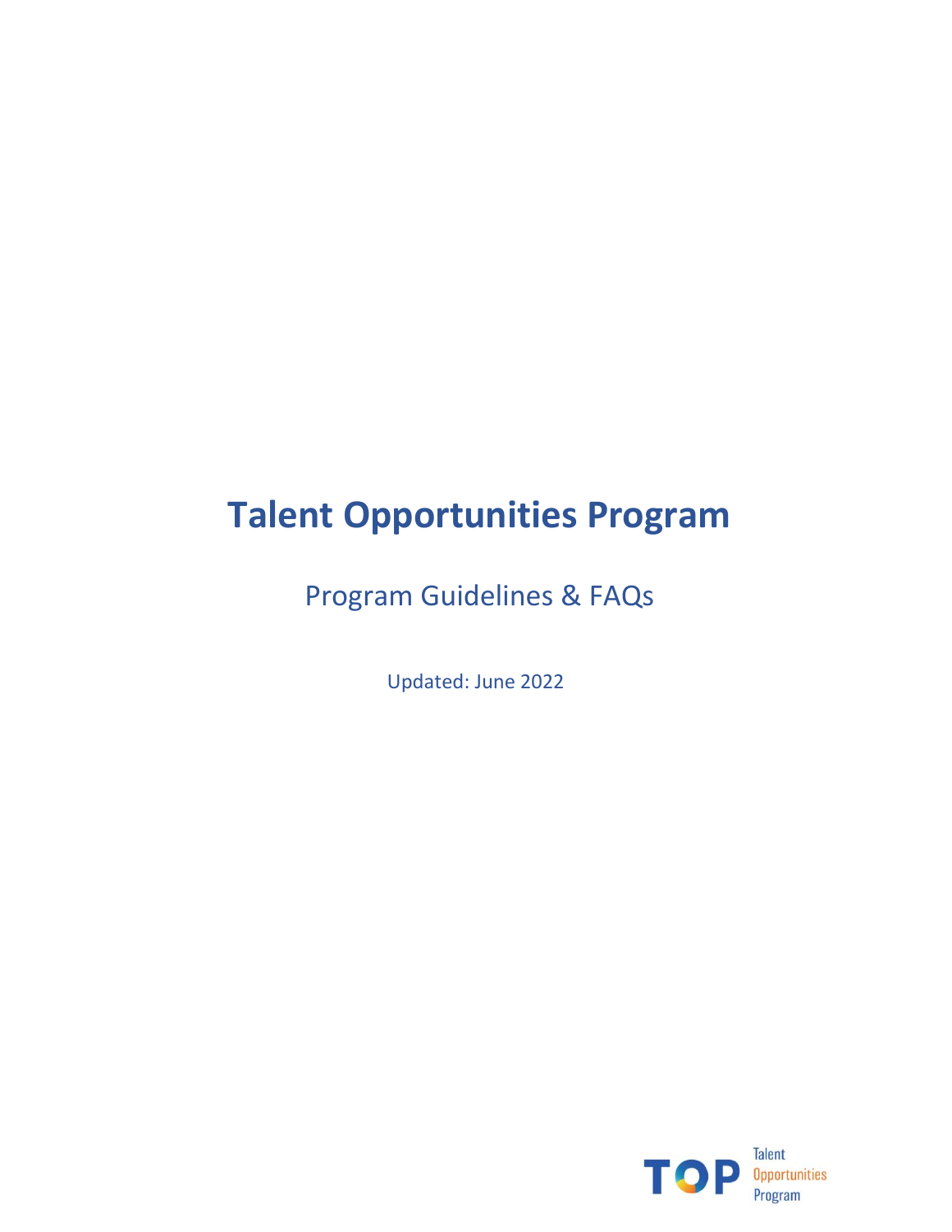# Talent Opportunities Program

## Program Guidelines & FAQs

Updated: June 2022

TOP Talent Opportunities Program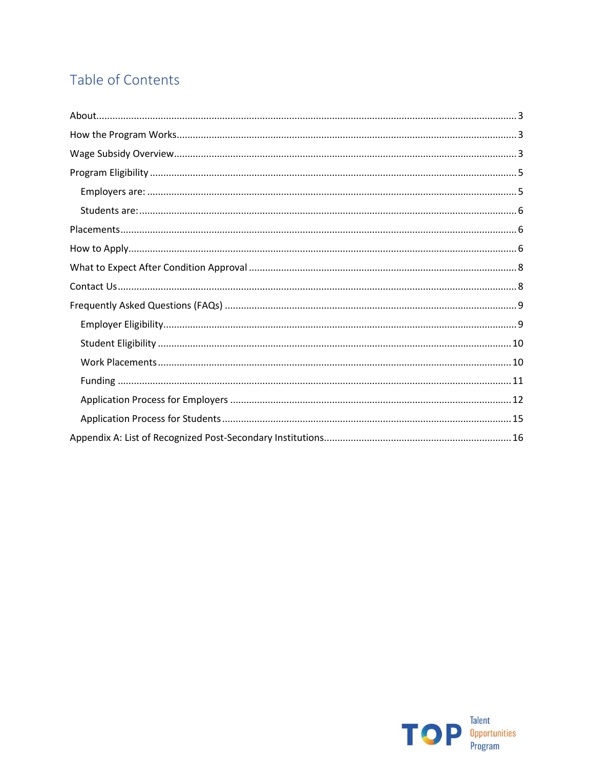# Table of Contents

- About ... 3
- How the Program Works ... 3
- Wage Subsidy Overview ... 3
- Program Eligibility ... 5
  - Employers are: ... 5
  - Students are: ... 6
- Placements ... 6
- How to Apply ... 6
- What to Expect After Condition Approval ... 8
- Contact Us ... 8
- Frequently Asked Questions (FAQs) ... 9
  - Employer Eligibility ... 9
  - Student Eligibility ... 10
  - Work Placements ... 10
  - Funding ... 11
  - Application Process for Employers ... 12
  - Application Process for Students ... 15
- Appendix A: List of Recognized Post-Secondary Institutions ... 16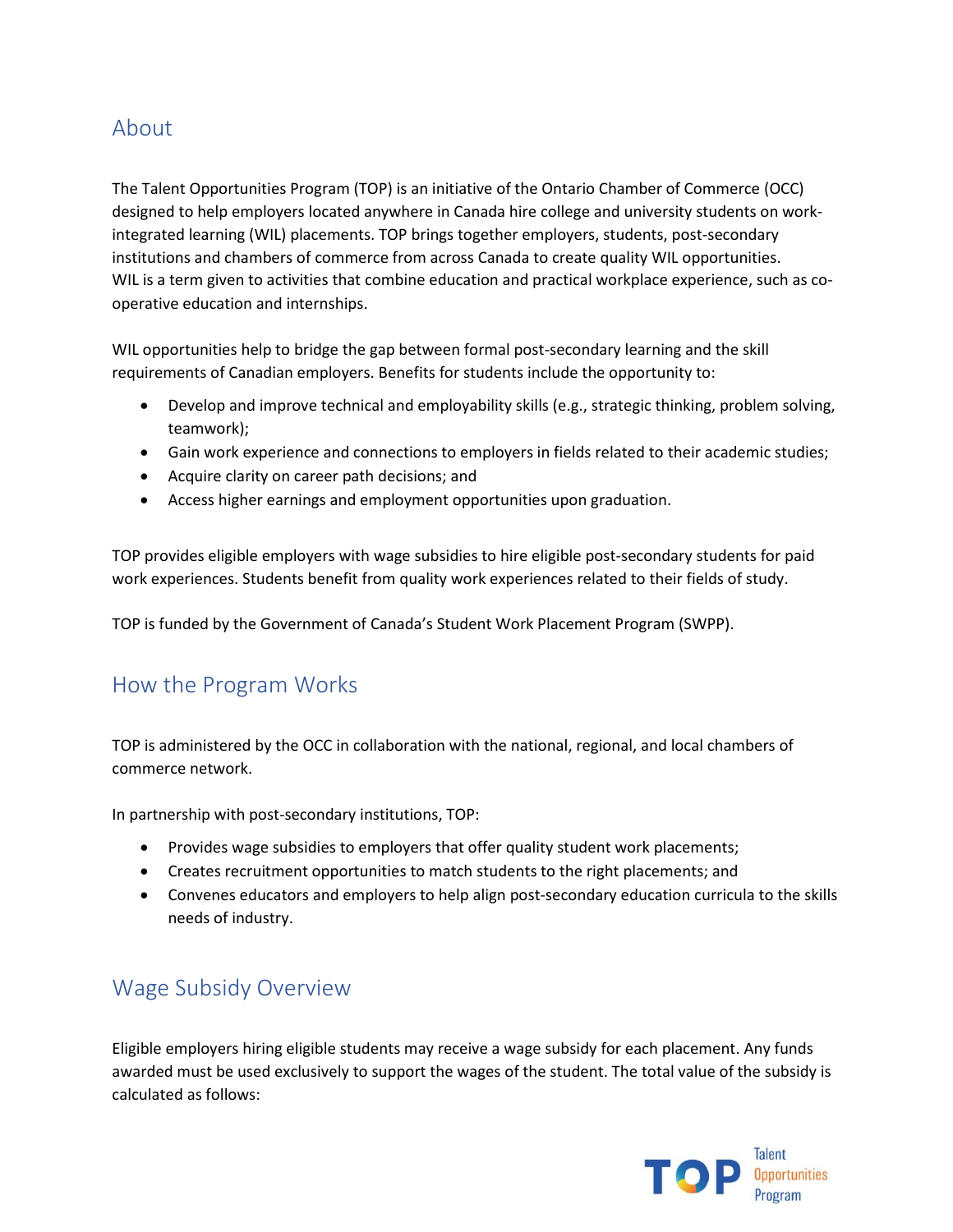## About

The Talent Opportunities Program (TOP) is an initiative of the Ontario Chamber of Commerce (OCC) designed to help employers located anywhere in Canada hire college and university students on work-integrated learning (WIL) placements. TOP brings together employers, students, post-secondary institutions and chambers of commerce from across Canada to create quality WIL opportunities. WIL is a term given to activities that combine education and practical workplace experience, such as co-operative education and internships.

WIL opportunities help to bridge the gap between formal post-secondary learning and the skill requirements of Canadian employers. Benefits for students include the opportunity to:

- Develop and improve technical and employability skills (e.g., strategic thinking, problem solving, teamwork);
- Gain work experience and connections to employers in fields related to their academic studies;
- Acquire clarity on career path decisions; and
- Access higher earnings and employment opportunities upon graduation.

TOP provides eligible employers with wage subsidies to hire eligible post-secondary students for paid work experiences. Students benefit from quality work experiences related to their fields of study.

TOP is funded by the Government of Canada's Student Work Placement Program (SWPP).

## How the Program Works

TOP is administered by the OCC in collaboration with the national, regional, and local chambers of commerce network.

In partnership with post-secondary institutions, TOP:

- Provides wage subsidies to employers that offer quality student work placements;
- Creates recruitment opportunities to match students to the right placements; and
- Convenes educators and employers to help align post-secondary education curricula to the skills needs of industry.

## Wage Subsidy Overview

Eligible employers hiring eligible students may receive a wage subsidy for each placement. Any funds awarded must be used exclusively to support the wages of the student. The total value of the subsidy is calculated as follows: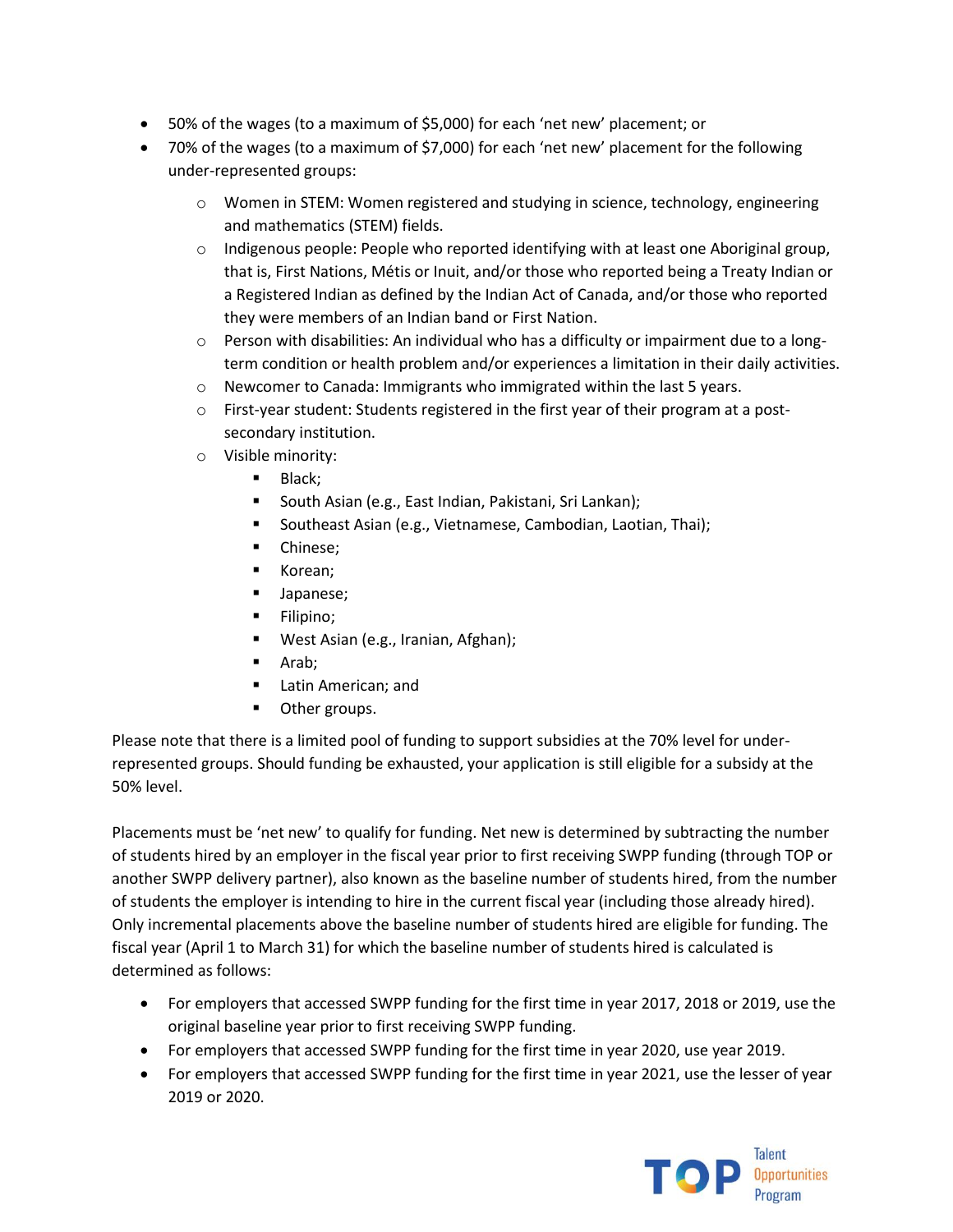- 50% of the wages (to a maximum of $5,000) for each 'net new' placement; or
- 70% of the wages (to a maximum of $7,000) for each 'net new' placement for the following under-represented groups:
  - Women in STEM: Women registered and studying in science, technology, engineering and mathematics (STEM) fields.
  - Indigenous people: People who reported identifying with at least one Aboriginal group, that is, First Nations, Métis or Inuit, and/or those who reported being a Treaty Indian or a Registered Indian as defined by the Indian Act of Canada, and/or those who reported they were members of an Indian band or First Nation.
  - Person with disabilities: An individual who has a difficulty or impairment due to a long-term condition or health problem and/or experiences a limitation in their daily activities.
  - Newcomer to Canada: Immigrants who immigrated within the last 5 years.
  - First-year student: Students registered in the first year of their program at a post-secondary institution.
  - Visible minority:
    - Black;
    - South Asian (e.g., East Indian, Pakistani, Sri Lankan);
    - Southeast Asian (e.g., Vietnamese, Cambodian, Laotian, Thai);
    - Chinese;
    - Korean;
    - Japanese;
    - Filipino;
    - West Asian (e.g., Iranian, Afghan);
    - Arab;
    - Latin American; and
    - Other groups.

Please note that there is a limited pool of funding to support subsidies at the 70% level for under-represented groups. Should funding be exhausted, your application is still eligible for a subsidy at the 50% level.

Placements must be 'net new' to qualify for funding. Net new is determined by subtracting the number of students hired by an employer in the fiscal year prior to first receiving SWPP funding (through TOP or another SWPP delivery partner), also known as the baseline number of students hired, from the number of students the employer is intending to hire in the current fiscal year (including those already hired). Only incremental placements above the baseline number of students hired are eligible for funding. The fiscal year (April 1 to March 31) for which the baseline number of students hired is calculated is determined as follows:

- For employers that accessed SWPP funding for the first time in year 2017, 2018 or 2019, use the original baseline year prior to first receiving SWPP funding.
- For employers that accessed SWPP funding for the first time in year 2020, use year 2019.
- For employers that accessed SWPP funding for the first time in year 2021, use the lesser of year 2019 or 2020.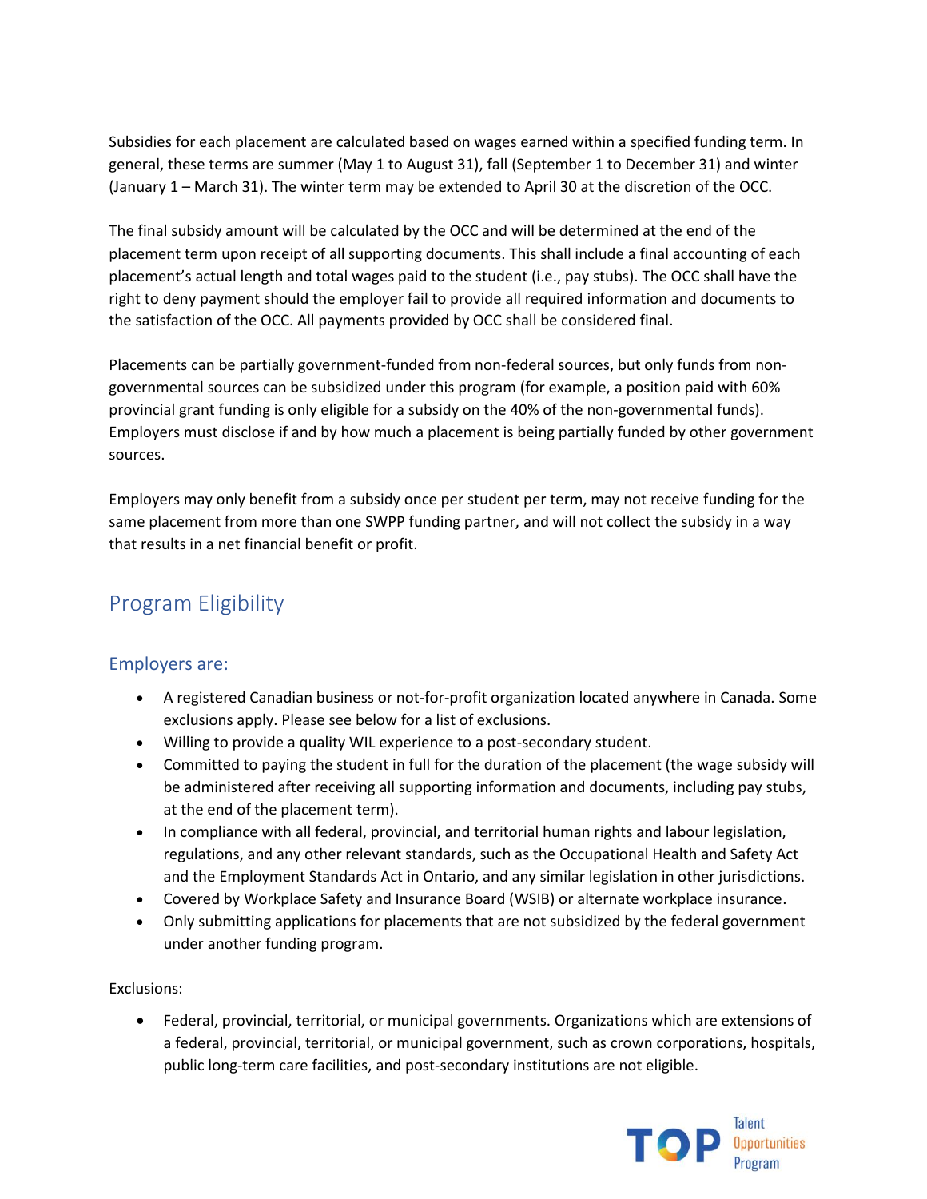Subsidies for each placement are calculated based on wages earned within a specified funding term. In general, these terms are summer (May 1 to August 31), fall (September 1 to December 31) and winter (January 1 – March 31). The winter term may be extended to April 30 at the discretion of the OCC.

The final subsidy amount will be calculated by the OCC and will be determined at the end of the placement term upon receipt of all supporting documents. This shall include a final accounting of each placement's actual length and total wages paid to the student (i.e., pay stubs). The OCC shall have the right to deny payment should the employer fail to provide all required information and documents to the satisfaction of the OCC. All payments provided by OCC shall be considered final.

Placements can be partially government-funded from non-federal sources, but only funds from non-governmental sources can be subsidized under this program (for example, a position paid with 60% provincial grant funding is only eligible for a subsidy on the 40% of the non-governmental funds). Employers must disclose if and by how much a placement is being partially funded by other government sources.

Employers may only benefit from a subsidy once per student per term, may not receive funding for the same placement from more than one SWPP funding partner, and will not collect the subsidy in a way that results in a net financial benefit or profit.

## Program Eligibility

### Employers are:

- A registered Canadian business or not-for-profit organization located anywhere in Canada. Some exclusions apply. Please see below for a list of exclusions.
- Willing to provide a quality WIL experience to a post-secondary student.
- Committed to paying the student in full for the duration of the placement (the wage subsidy will be administered after receiving all supporting information and documents, including pay stubs, at the end of the placement term).
- In compliance with all federal, provincial, and territorial human rights and labour legislation, regulations, and any other relevant standards, such as the Occupational Health and Safety Act and the Employment Standards Act in Ontario, and any similar legislation in other jurisdictions.
- Covered by Workplace Safety and Insurance Board (WSIB) or alternate workplace insurance.
- Only submitting applications for placements that are not subsidized by the federal government under another funding program.

Exclusions:

- Federal, provincial, territorial, or municipal governments. Organizations which are extensions of a federal, provincial, territorial, or municipal government, such as crown corporations, hospitals, public long-term care facilities, and post-secondary institutions are not eligible.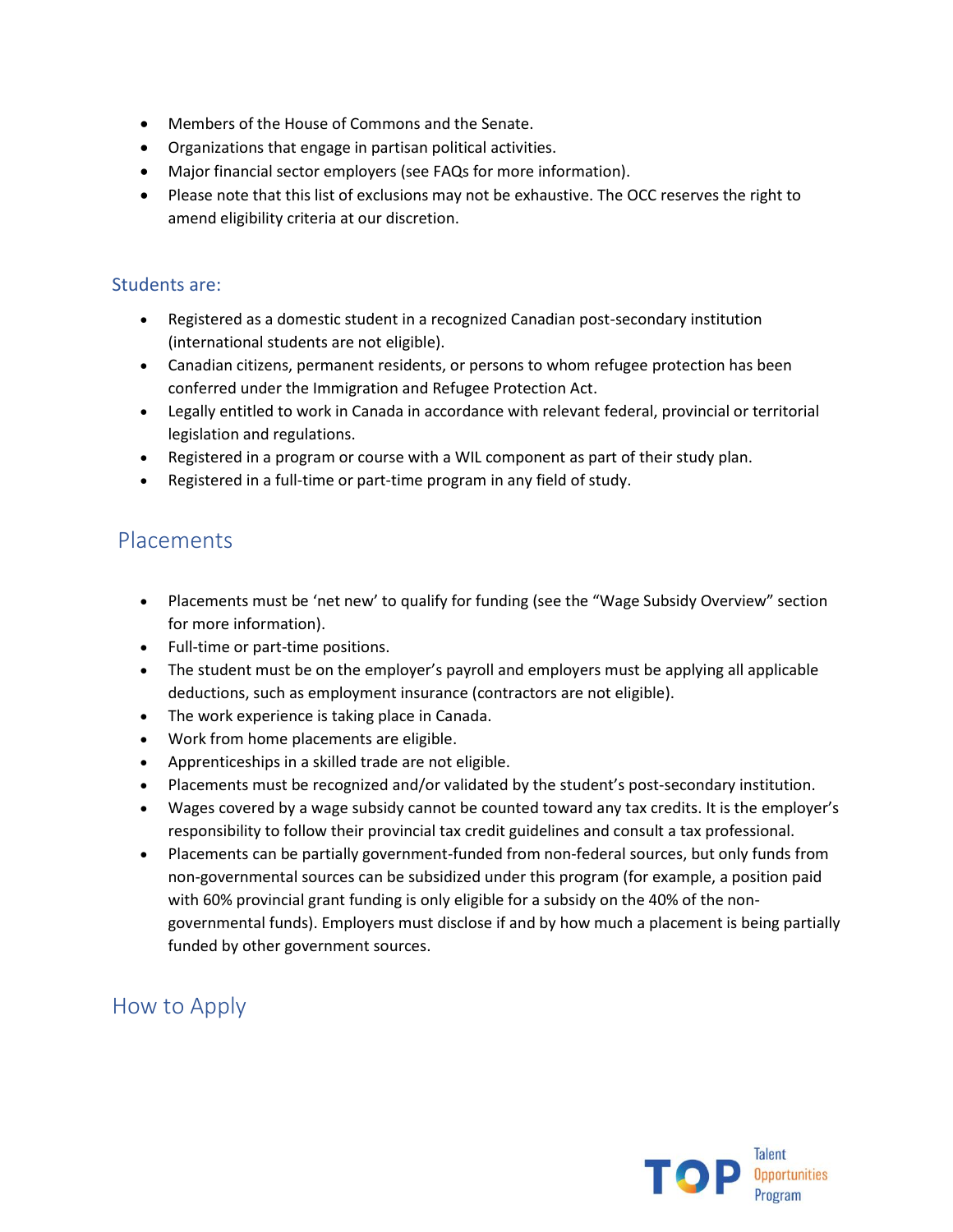- Members of the House of Commons and the Senate.
- Organizations that engage in partisan political activities.
- Major financial sector employers (see FAQs for more information).
- Please note that this list of exclusions may not be exhaustive. The OCC reserves the right to amend eligibility criteria at our discretion.

### Students are:

- Registered as a domestic student in a recognized Canadian post-secondary institution (international students are not eligible).
- Canadian citizens, permanent residents, or persons to whom refugee protection has been conferred under the Immigration and Refugee Protection Act.
- Legally entitled to work in Canada in accordance with relevant federal, provincial or territorial legislation and regulations.
- Registered in a program or course with a WIL component as part of their study plan.
- Registered in a full-time or part-time program in any field of study.

## Placements

- Placements must be 'net new' to qualify for funding (see the "Wage Subsidy Overview" section for more information).
- Full-time or part-time positions.
- The student must be on the employer's payroll and employers must be applying all applicable deductions, such as employment insurance (contractors are not eligible).
- The work experience is taking place in Canada.
- Work from home placements are eligible.
- Apprenticeships in a skilled trade are not eligible.
- Placements must be recognized and/or validated by the student's post-secondary institution.
- Wages covered by a wage subsidy cannot be counted toward any tax credits. It is the employer's responsibility to follow their provincial tax credit guidelines and consult a tax professional.
- Placements can be partially government-funded from non-federal sources, but only funds from non-governmental sources can be subsidized under this program (for example, a position paid with 60% provincial grant funding is only eligible for a subsidy on the 40% of the non-governmental funds). Employers must disclose if and by how much a placement is being partially funded by other government sources.

## How to Apply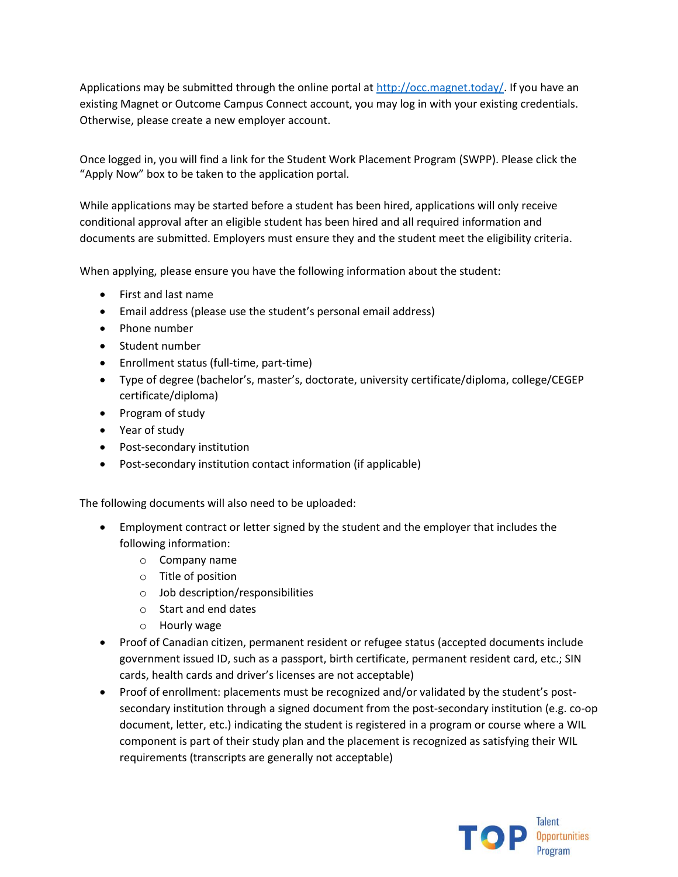Applications may be submitted through the online portal at [http://occ.magnet.today/](http://occ.magnet.today/). If you have an existing Magnet or Outcome Campus Connect account, you may log in with your existing credentials. Otherwise, please create a new employer account.

Once logged in, you will find a link for the Student Work Placement Program (SWPP). Please click the "Apply Now" box to be taken to the application portal.

While applications may be started before a student has been hired, applications will only receive conditional approval after an eligible student has been hired and all required information and documents are submitted. Employers must ensure they and the student meet the eligibility criteria.

When applying, please ensure you have the following information about the student:

- First and last name
- Email address (please use the student's personal email address)
- Phone number
- Student number
- Enrollment status (full-time, part-time)
- Type of degree (bachelor's, master's, doctorate, university certificate/diploma, college/CEGEP certificate/diploma)
- Program of study
- Year of study
- Post-secondary institution
- Post-secondary institution contact information (if applicable)

The following documents will also need to be uploaded:

- Employment contract or letter signed by the student and the employer that includes the following information:
  - Company name
  - Title of position
  - Job description/responsibilities
  - Start and end dates
  - Hourly wage
- Proof of Canadian citizen, permanent resident or refugee status (accepted documents include government issued ID, such as a passport, birth certificate, permanent resident card, etc.; SIN cards, health cards and driver's licenses are not acceptable)
- Proof of enrollment: placements must be recognized and/or validated by the student's post-secondary institution through a signed document from the post-secondary institution (e.g. co-op document, letter, etc.) indicating the student is registered in a program or course where a WIL component is part of their study plan and the placement is recognized as satisfying their WIL requirements (transcripts are generally not acceptable)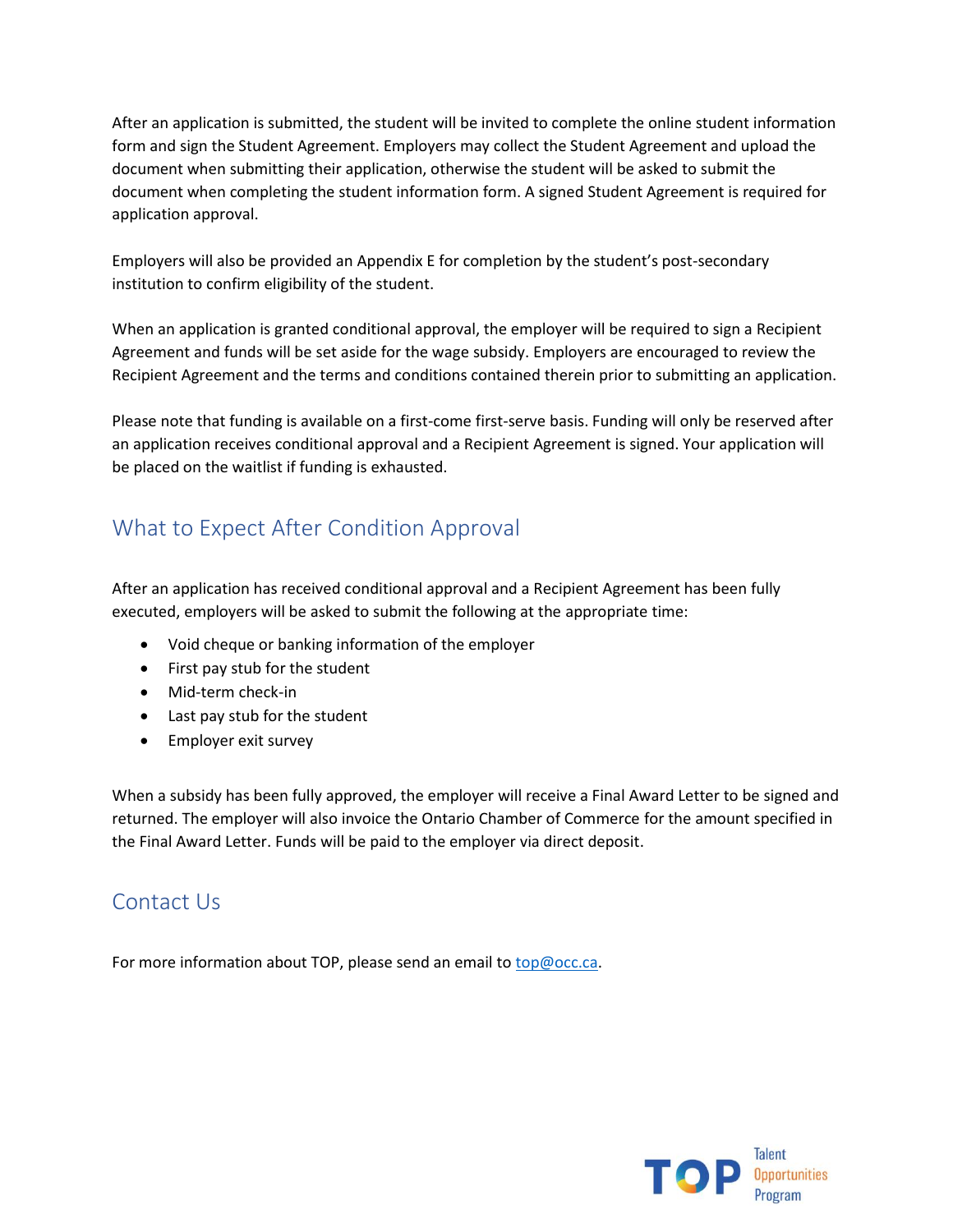After an application is submitted, the student will be invited to complete the online student information form and sign the Student Agreement. Employers may collect the Student Agreement and upload the document when submitting their application, otherwise the student will be asked to submit the document when completing the student information form. A signed Student Agreement is required for application approval.

Employers will also be provided an Appendix E for completion by the student's post-secondary institution to confirm eligibility of the student.

When an application is granted conditional approval, the employer will be required to sign a Recipient Agreement and funds will be set aside for the wage subsidy. Employers are encouraged to review the Recipient Agreement and the terms and conditions contained therein prior to submitting an application.

Please note that funding is available on a first-come first-serve basis. Funding will only be reserved after an application receives conditional approval and a Recipient Agreement is signed. Your application will be placed on the waitlist if funding is exhausted.

## What to Expect After Condition Approval

After an application has received conditional approval and a Recipient Agreement has been fully executed, employers will be asked to submit the following at the appropriate time:

- Void cheque or banking information of the employer
- First pay stub for the student
- Mid-term check-in
- Last pay stub for the student
- Employer exit survey

When a subsidy has been fully approved, the employer will receive a Final Award Letter to be signed and returned. The employer will also invoice the Ontario Chamber of Commerce for the amount specified in the Final Award Letter. Funds will be paid to the employer via direct deposit.

## Contact Us

For more information about TOP, please send an email to top@occ.ca.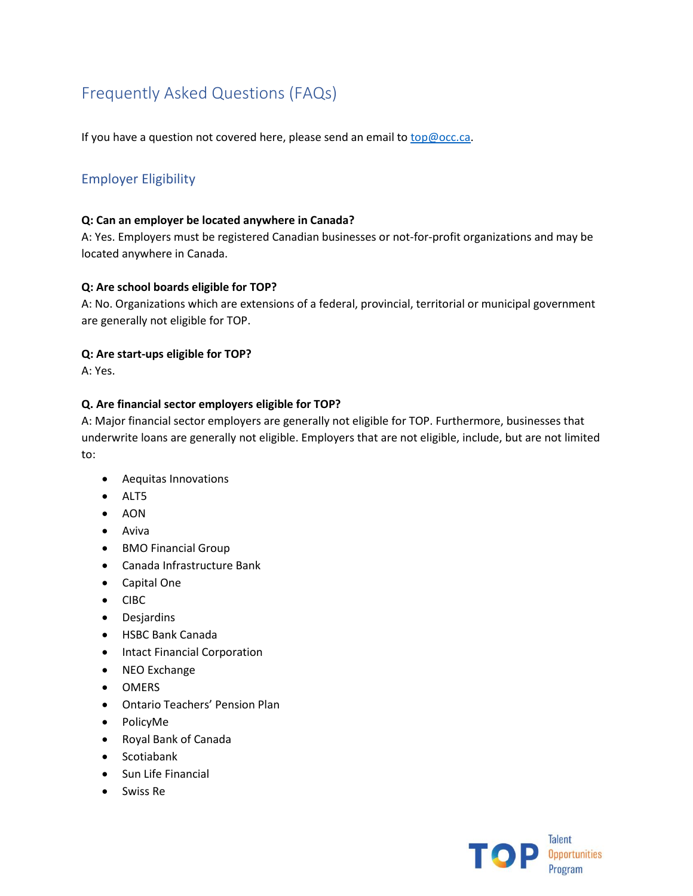# Frequently Asked Questions (FAQs)

If you have a question not covered here, please send an email to top@occ.ca.

## Employer Eligibility

**Q: Can an employer be located anywhere in Canada?**
A: Yes. Employers must be registered Canadian businesses or not-for-profit organizations and may be located anywhere in Canada.

**Q: Are school boards eligible for TOP?**
A: No. Organizations which are extensions of a federal, provincial, territorial or municipal government are generally not eligible for TOP.

**Q: Are start-ups eligible for TOP?**
A: Yes.

**Q. Are financial sector employers eligible for TOP?**
A: Major financial sector employers are generally not eligible for TOP. Furthermore, businesses that underwrite loans are generally not eligible. Employers that are not eligible, include, but are not limited to:

- Aequitas Innovations
- ALT5
- AON
- Aviva
- BMO Financial Group
- Canada Infrastructure Bank
- Capital One
- CIBC
- Desjardins
- HSBC Bank Canada
- Intact Financial Corporation
- NEO Exchange
- OMERS
- Ontario Teachers' Pension Plan
- PolicyMe
- Royal Bank of Canada
- Scotiabank
- Sun Life Financial
- Swiss Re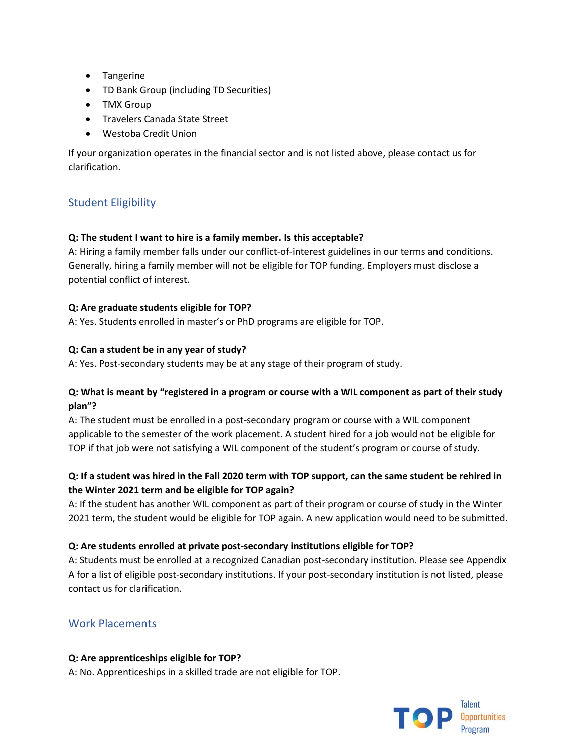- Tangerine
- TD Bank Group (including TD Securities)
- TMX Group
- Travelers Canada State Street
- Westoba Credit Union

If your organization operates in the financial sector and is not listed above, please contact us for clarification.

## Student Eligibility

**Q: The student I want to hire is a family member. Is this acceptable?**
A: Hiring a family member falls under our conflict-of-interest guidelines in our terms and conditions. Generally, hiring a family member will not be eligible for TOP funding. Employers must disclose a potential conflict of interest.

**Q: Are graduate students eligible for TOP?**
A: Yes. Students enrolled in master's or PhD programs are eligible for TOP.

**Q: Can a student be in any year of study?**
A: Yes. Post-secondary students may be at any stage of their program of study.

**Q: What is meant by "registered in a program or course with a WIL component as part of their study plan"?**
A: The student must be enrolled in a post-secondary program or course with a WIL component applicable to the semester of the work placement. A student hired for a job would not be eligible for TOP if that job were not satisfying a WIL component of the student's program or course of study.

**Q: If a student was hired in the Fall 2020 term with TOP support, can the same student be rehired in the Winter 2021 term and be eligible for TOP again?**
A: If the student has another WIL component as part of their program or course of study in the Winter 2021 term, the student would be eligible for TOP again. A new application would need to be submitted.

**Q: Are students enrolled at private post-secondary institutions eligible for TOP?**
A: Students must be enrolled at a recognized Canadian post-secondary institution. Please see Appendix A for a list of eligible post-secondary institutions. If your post-secondary institution is not listed, please contact us for clarification.

## Work Placements

**Q: Are apprenticeships eligible for TOP?**
A: No. Apprenticeships in a skilled trade are not eligible for TOP.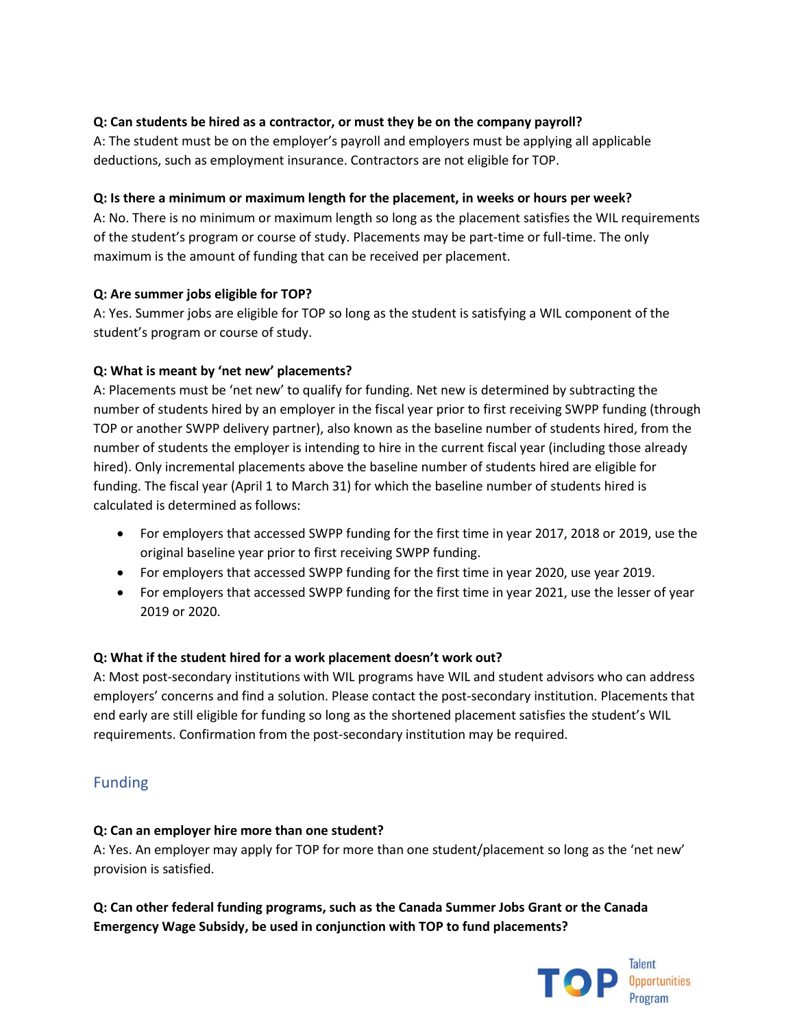**Q: Can students be hired as a contractor, or must they be on the company payroll?**

A: The student must be on the employer's payroll and employers must be applying all applicable deductions, such as employment insurance. Contractors are not eligible for TOP.

**Q: Is there a minimum or maximum length for the placement, in weeks or hours per week?**

A: No. There is no minimum or maximum length so long as the placement satisfies the WIL requirements of the student's program or course of study. Placements may be part-time or full-time. The only maximum is the amount of funding that can be received per placement.

**Q: Are summer jobs eligible for TOP?**

A: Yes. Summer jobs are eligible for TOP so long as the student is satisfying a WIL component of the student's program or course of study.

**Q: What is meant by 'net new' placements?**

A: Placements must be 'net new' to qualify for funding. Net new is determined by subtracting the number of students hired by an employer in the fiscal year prior to first receiving SWPP funding (through TOP or another SWPP delivery partner), also known as the baseline number of students hired, from the number of students the employer is intending to hire in the current fiscal year (including those already hired). Only incremental placements above the baseline number of students hired are eligible for funding. The fiscal year (April 1 to March 31) for which the baseline number of students hired is calculated is determined as follows:

- For employers that accessed SWPP funding for the first time in year 2017, 2018 or 2019, use the original baseline year prior to first receiving SWPP funding.
- For employers that accessed SWPP funding for the first time in year 2020, use year 2019.
- For employers that accessed SWPP funding for the first time in year 2021, use the lesser of year 2019 or 2020.

**Q: What if the student hired for a work placement doesn't work out?**

A: Most post-secondary institutions with WIL programs have WIL and student advisors who can address employers' concerns and find a solution. Please contact the post-secondary institution. Placements that end early are still eligible for funding so long as the shortened placement satisfies the student's WIL requirements. Confirmation from the post-secondary institution may be required.

## Funding

**Q: Can an employer hire more than one student?**

A: Yes. An employer may apply for TOP for more than one student/placement so long as the 'net new' provision is satisfied.

**Q: Can other federal funding programs, such as the Canada Summer Jobs Grant or the Canada Emergency Wage Subsidy, be used in conjunction with TOP to fund placements?**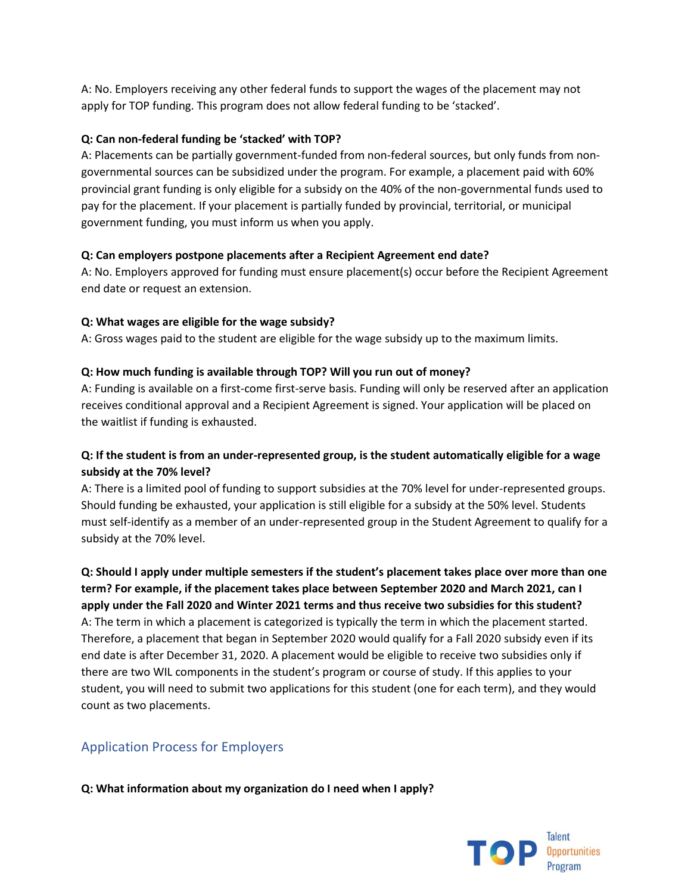A: No. Employers receiving any other federal funds to support the wages of the placement may not apply for TOP funding. This program does not allow federal funding to be 'stacked'.

**Q: Can non-federal funding be 'stacked' with TOP?**

A: Placements can be partially government-funded from non-federal sources, but only funds from non-governmental sources can be subsidized under the program. For example, a placement paid with 60% provincial grant funding is only eligible for a subsidy on the 40% of the non-governmental funds used to pay for the placement. If your placement is partially funded by provincial, territorial, or municipal government funding, you must inform us when you apply.

**Q: Can employers postpone placements after a Recipient Agreement end date?**

A: No. Employers approved for funding must ensure placement(s) occur before the Recipient Agreement end date or request an extension.

**Q: What wages are eligible for the wage subsidy?**

A: Gross wages paid to the student are eligible for the wage subsidy up to the maximum limits.

**Q: How much funding is available through TOP? Will you run out of money?**

A: Funding is available on a first-come first-serve basis. Funding will only be reserved after an application receives conditional approval and a Recipient Agreement is signed. Your application will be placed on the waitlist if funding is exhausted.

**Q: If the student is from an under-represented group, is the student automatically eligible for a wage subsidy at the 70% level?**

A: There is a limited pool of funding to support subsidies at the 70% level for under-represented groups. Should funding be exhausted, your application is still eligible for a subsidy at the 50% level. Students must self-identify as a member of an under-represented group in the Student Agreement to qualify for a subsidy at the 70% level.

**Q: Should I apply under multiple semesters if the student's placement takes place over more than one term? For example, if the placement takes place between September 2020 and March 2021, can I apply under the Fall 2020 and Winter 2021 terms and thus receive two subsidies for this student?**

A: The term in which a placement is categorized is typically the term in which the placement started. Therefore, a placement that began in September 2020 would qualify for a Fall 2020 subsidy even if its end date is after December 31, 2020. A placement would be eligible to receive two subsidies only if there are two WIL components in the student's program or course of study. If this applies to your student, you will need to submit two applications for this student (one for each term), and they would count as two placements.

## Application Process for Employers

**Q: What information about my organization do I need when I apply?**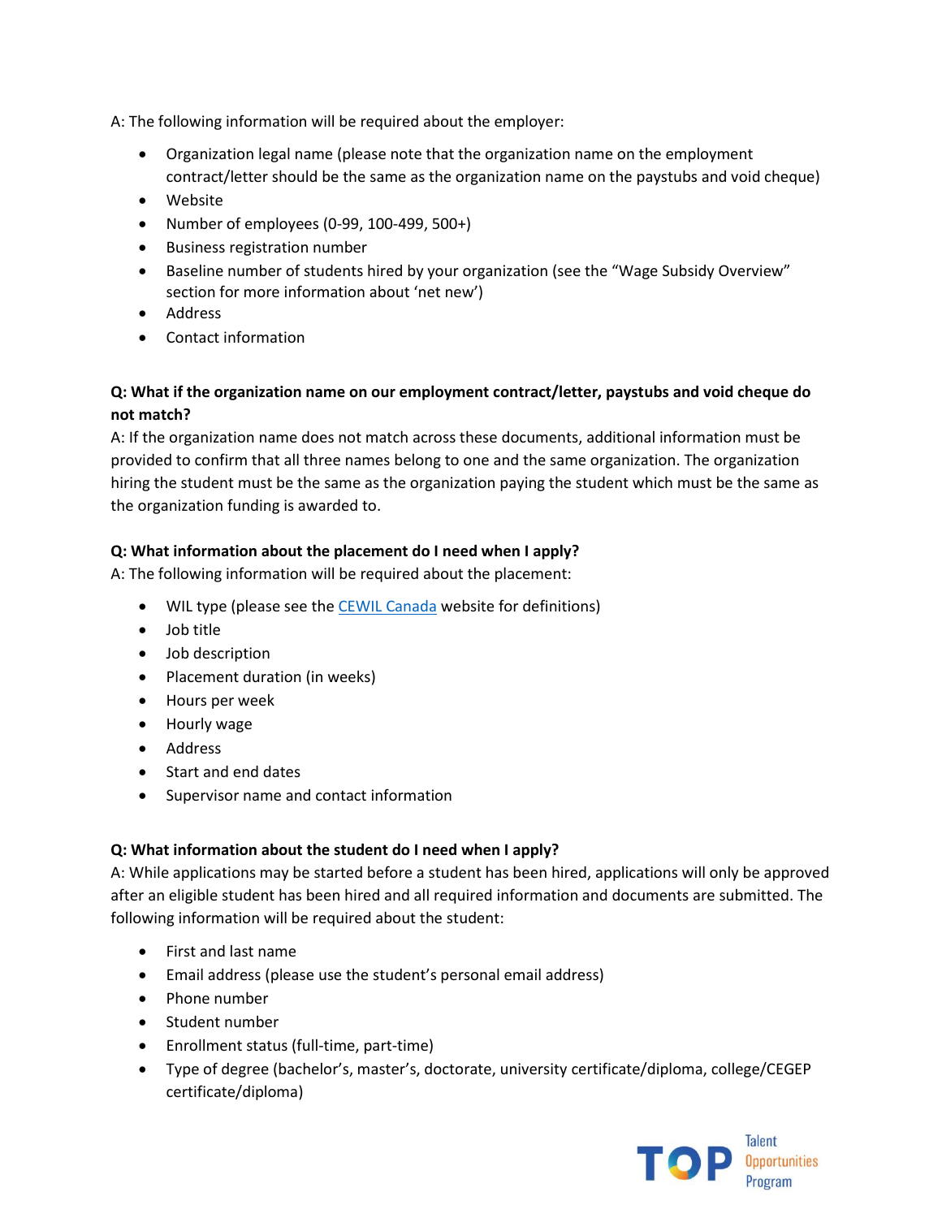A: The following information will be required about the employer:

- Organization legal name (please note that the organization name on the employment contract/letter should be the same as the organization name on the paystubs and void cheque)
- Website
- Number of employees (0-99, 100-499, 500+)
- Business registration number
- Baseline number of students hired by your organization (see the "Wage Subsidy Overview" section for more information about 'net new')
- Address
- Contact information

**Q: What if the organization name on our employment contract/letter, paystubs and void cheque do not match?**
A: If the organization name does not match across these documents, additional information must be provided to confirm that all three names belong to one and the same organization. The organization hiring the student must be the same as the organization paying the student which must be the same as the organization funding is awarded to.

**Q: What information about the placement do I need when I apply?**
A: The following information will be required about the placement:

- WIL type (please see the [CEWIL Canada](#) website for definitions)
- Job title
- Job description
- Placement duration (in weeks)
- Hours per week
- Hourly wage
- Address
- Start and end dates
- Supervisor name and contact information

**Q: What information about the student do I need when I apply?**
A: While applications may be started before a student has been hired, applications will only be approved after an eligible student has been hired and all required information and documents are submitted. The following information will be required about the student:

- First and last name
- Email address (please use the student's personal email address)
- Phone number
- Student number
- Enrollment status (full-time, part-time)
- Type of degree (bachelor's, master's, doctorate, university certificate/diploma, college/CEGEP certificate/diploma)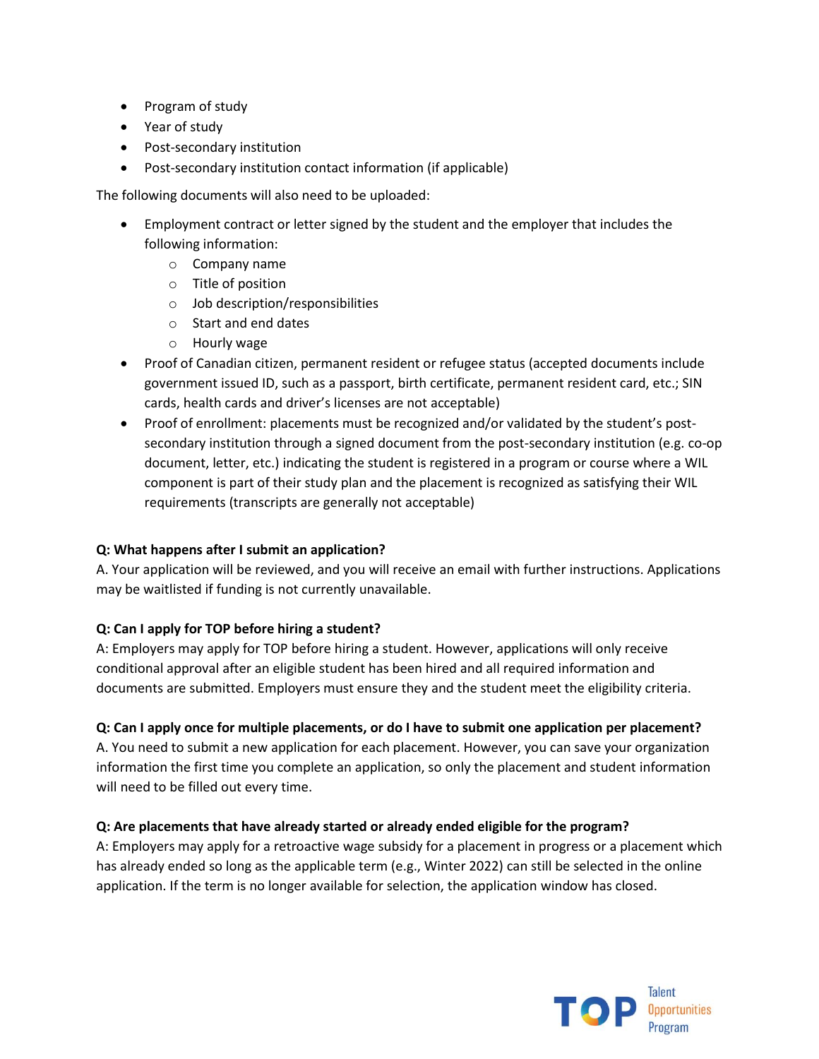- Program of study
- Year of study
- Post-secondary institution
- Post-secondary institution contact information (if applicable)

The following documents will also need to be uploaded:

- Employment contract or letter signed by the student and the employer that includes the following information:
  - Company name
  - Title of position
  - Job description/responsibilities
  - Start and end dates
  - Hourly wage
- Proof of Canadian citizen, permanent resident or refugee status (accepted documents include government issued ID, such as a passport, birth certificate, permanent resident card, etc.; SIN cards, health cards and driver's licenses are not acceptable)
- Proof of enrollment: placements must be recognized and/or validated by the student's post-secondary institution through a signed document from the post-secondary institution (e.g. co-op document, letter, etc.) indicating the student is registered in a program or course where a WIL component is part of their study plan and the placement is recognized as satisfying their WIL requirements (transcripts are generally not acceptable)

**Q: What happens after I submit an application?**

A. Your application will be reviewed, and you will receive an email with further instructions. Applications may be waitlisted if funding is not currently unavailable.

**Q: Can I apply for TOP before hiring a student?**

A: Employers may apply for TOP before hiring a student. However, applications will only receive conditional approval after an eligible student has been hired and all required information and documents are submitted. Employers must ensure they and the student meet the eligibility criteria.

**Q: Can I apply once for multiple placements, or do I have to submit one application per placement?**

A. You need to submit a new application for each placement. However, you can save your organization information the first time you complete an application, so only the placement and student information will need to be filled out every time.

**Q: Are placements that have already started or already ended eligible for the program?**

A: Employers may apply for a retroactive wage subsidy for a placement in progress or a placement which has already ended so long as the applicable term (e.g., Winter 2022) can still be selected in the online application. If the term is no longer available for selection, the application window has closed.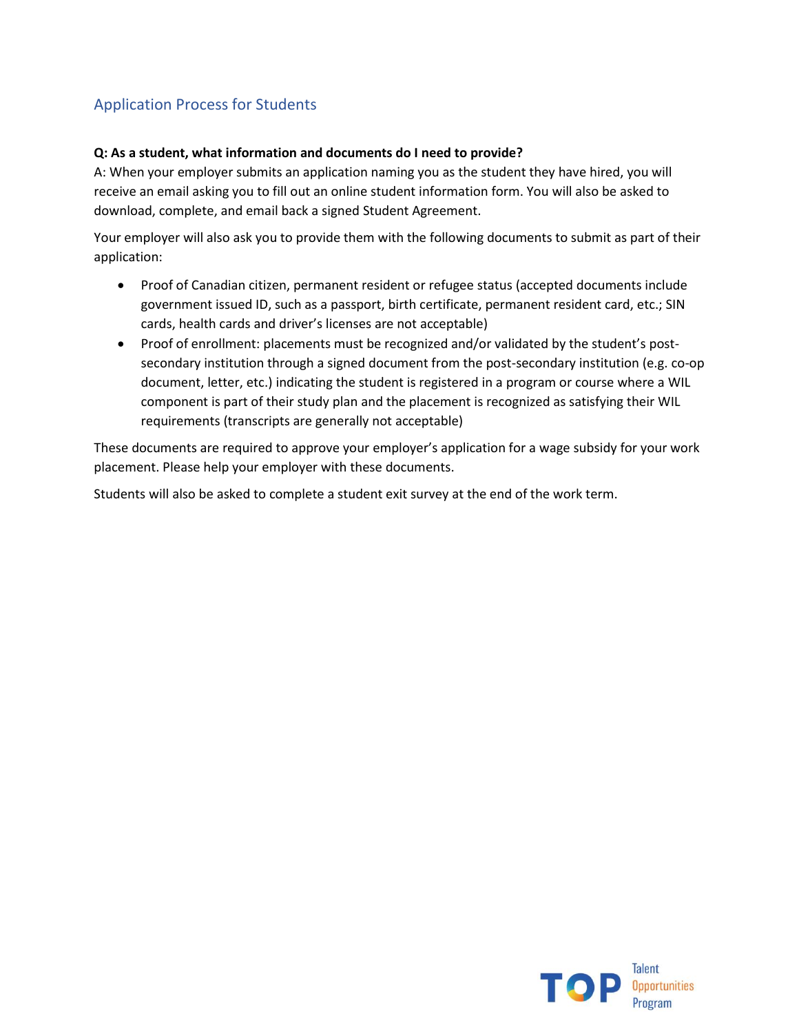## Application Process for Students

**Q: As a student, what information and documents do I need to provide?**

A: When your employer submits an application naming you as the student they have hired, you will receive an email asking you to fill out an online student information form. You will also be asked to download, complete, and email back a signed Student Agreement.

Your employer will also ask you to provide them with the following documents to submit as part of their application:

- Proof of Canadian citizen, permanent resident or refugee status (accepted documents include government issued ID, such as a passport, birth certificate, permanent resident card, etc.; SIN cards, health cards and driver's licenses are not acceptable)
- Proof of enrollment: placements must be recognized and/or validated by the student's post-secondary institution through a signed document from the post-secondary institution (e.g. co-op document, letter, etc.) indicating the student is registered in a program or course where a WIL component is part of their study plan and the placement is recognized as satisfying their WIL requirements (transcripts are generally not acceptable)

These documents are required to approve your employer's application for a wage subsidy for your work placement. Please help your employer with these documents.

Students will also be asked to complete a student exit survey at the end of the work term.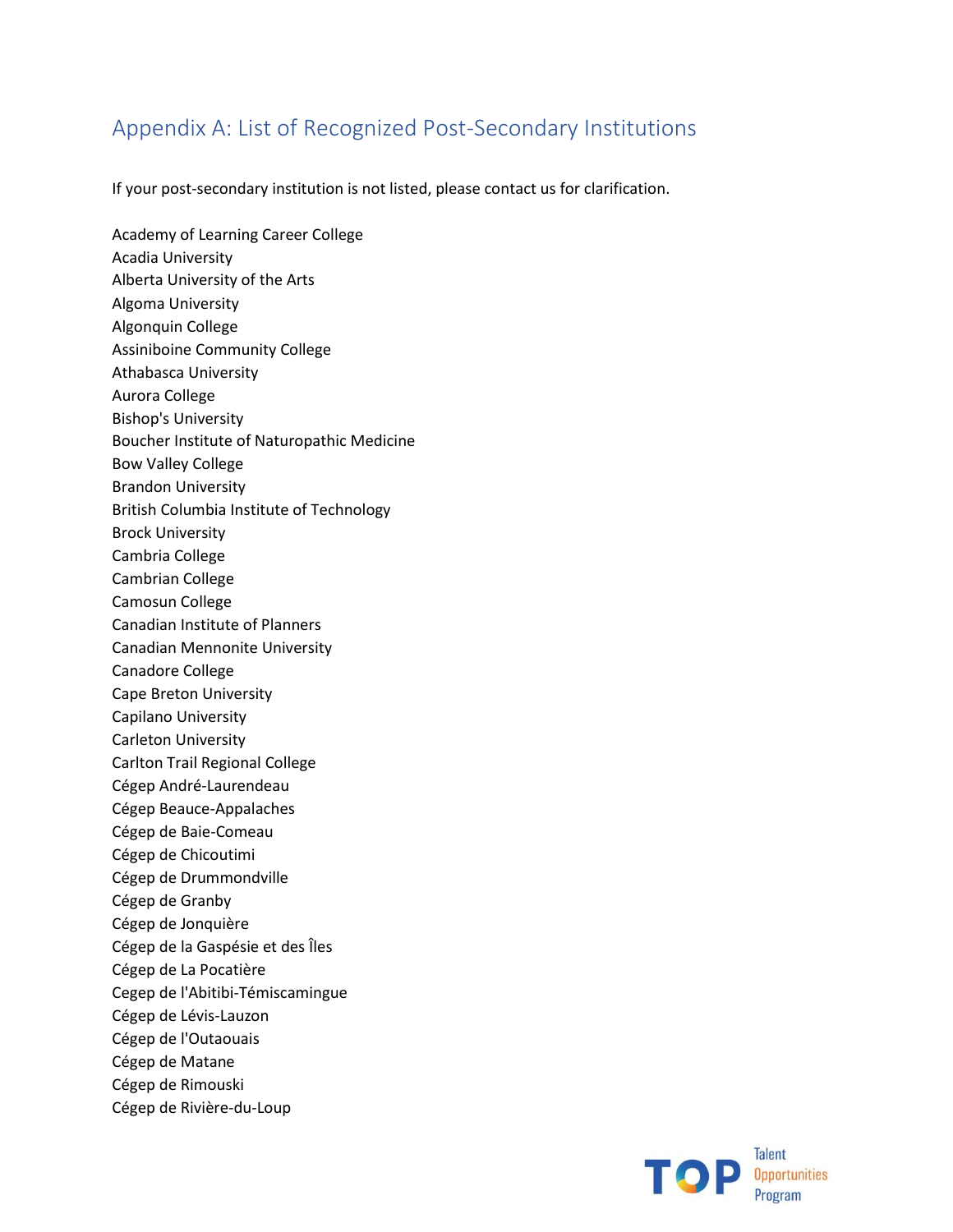## Appendix A: List of Recognized Post-Secondary Institutions

If your post-secondary institution is not listed, please contact us for clarification.

Academy of Learning Career College
Acadia University
Alberta University of the Arts
Algoma University
Algonquin College
Assiniboine Community College
Athabasca University
Aurora College
Bishop's University
Boucher Institute of Naturopathic Medicine
Bow Valley College
Brandon University
British Columbia Institute of Technology
Brock University
Cambria College
Cambrian College
Camosun College
Canadian Institute of Planners
Canadian Mennonite University
Canadore College
Cape Breton University
Capilano University
Carleton University
Carlton Trail Regional College
Cégep André-Laurendeau
Cégep Beauce-Appalaches
Cégep de Baie-Comeau
Cégep de Chicoutimi
Cégep de Drummondville
Cégep de Granby
Cégep de Jonquière
Cégep de la Gaspésie et des Îles
Cégep de La Pocatière
Cegep de l'Abitibi-Témiscamingue
Cégep de Lévis-Lauzon
Cégep de l'Outaouais
Cégep de Matane
Cégep de Rimouski
Cégep de Rivière-du-Loup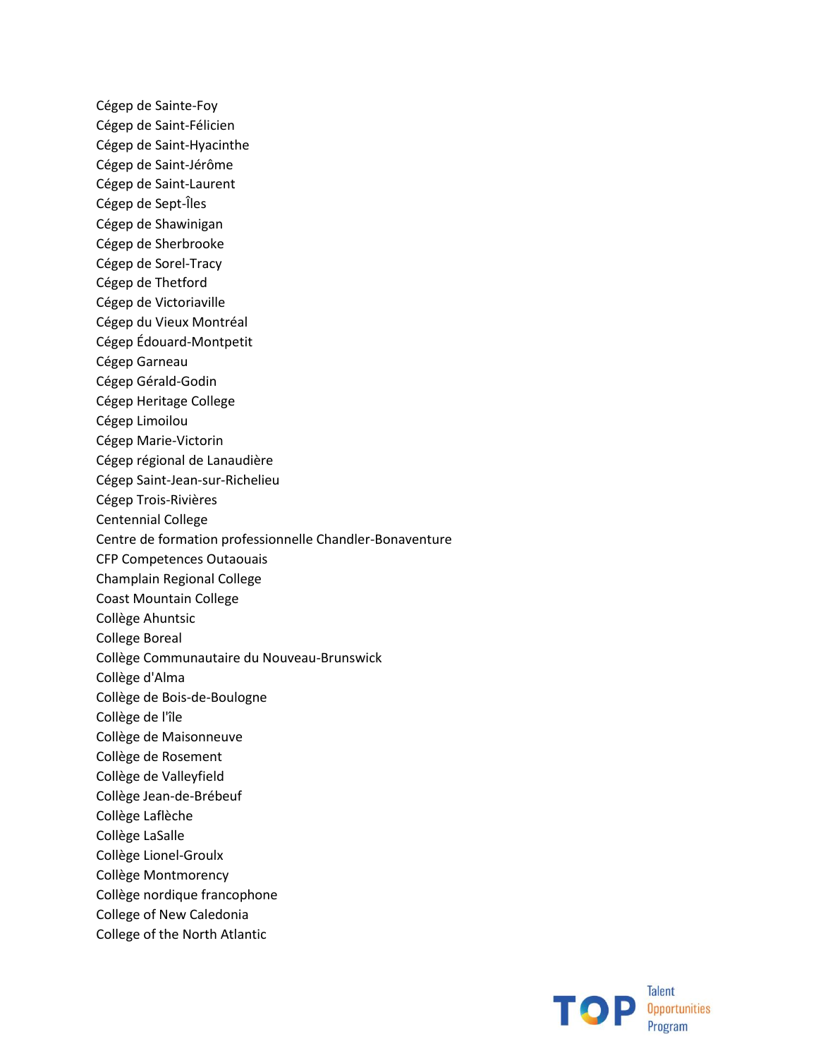Cégep de Sainte-Foy
Cégep de Saint-Félicien
Cégep de Saint-Hyacinthe
Cégep de Saint-Jérôme
Cégep de Saint-Laurent
Cégep de Sept-Îles
Cégep de Shawinigan
Cégep de Sherbrooke
Cégep de Sorel-Tracy
Cégep de Thetford
Cégep de Victoriaville
Cégep du Vieux Montréal
Cégep Édouard-Montpetit
Cégep Garneau
Cégep Gérald-Godin
Cégep Heritage College
Cégep Limoilou
Cégep Marie-Victorin
Cégep régional de Lanaudière
Cégep Saint-Jean-sur-Richelieu
Cégep Trois-Rivières
Centennial College
Centre de formation professionnelle Chandler-Bonaventure
CFP Competences Outaouais
Champlain Regional College
Coast Mountain College
Collège Ahuntsic
College Boreal
Collège Communautaire du Nouveau-Brunswick
Collège d'Alma
Collège de Bois-de-Boulogne
Collège de l'île
Collège de Maisonneuve
Collège de Rosement
Collège de Valleyfield
Collège Jean-de-Brébeuf
Collège Laflèche
Collège LaSalle
Collège Lionel-Groulx
Collège Montmorency
Collège nordique francophone
College of New Caledonia
College of the North Atlantic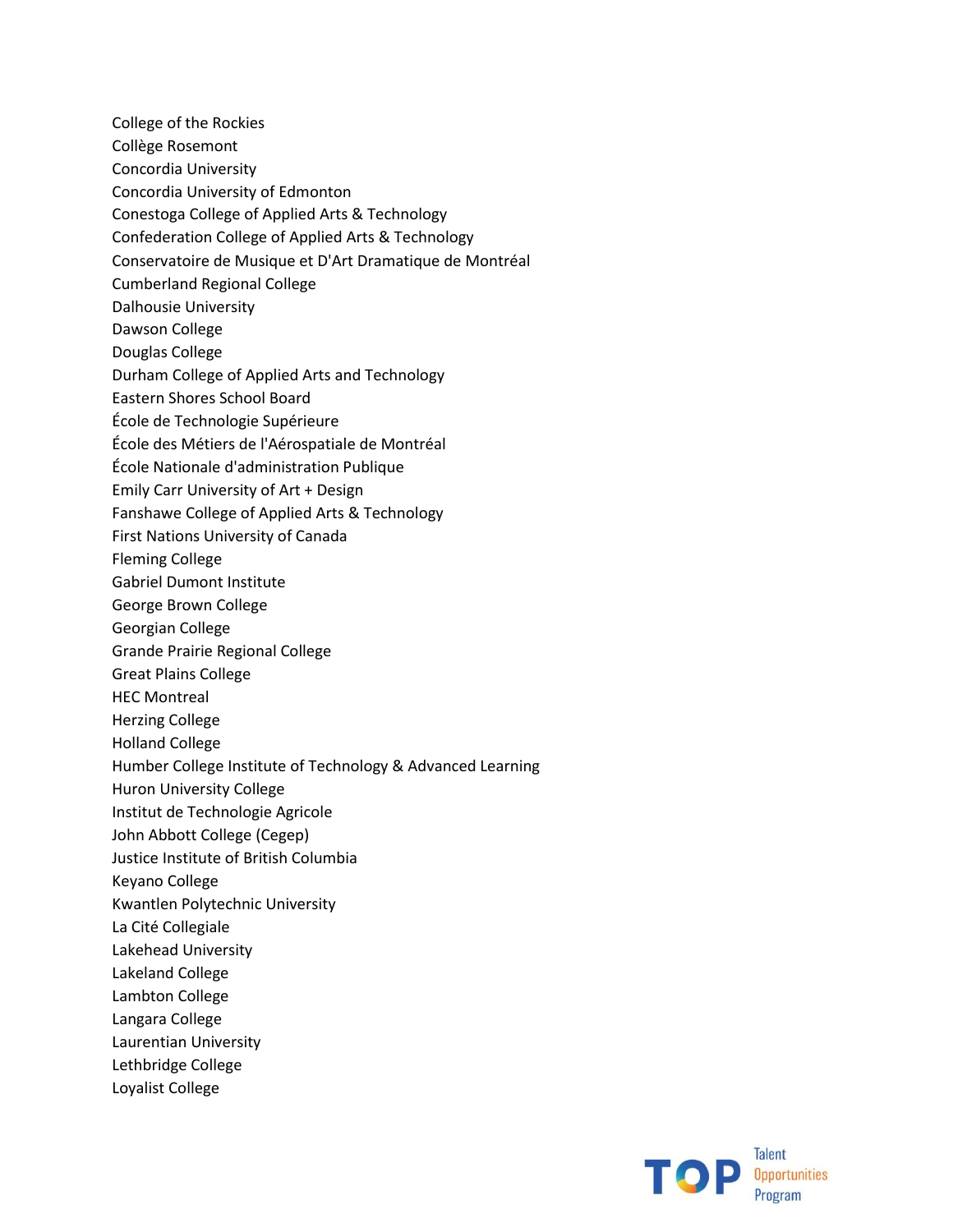College of the Rockies
Collège Rosemont
Concordia University
Concordia University of Edmonton
Conestoga College of Applied Arts & Technology
Confederation College of Applied Arts & Technology
Conservatoire de Musique et D'Art Dramatique de Montréal
Cumberland Regional College
Dalhousie University
Dawson College
Douglas College
Durham College of Applied Arts and Technology
Eastern Shores School Board
École de Technologie Supérieure
École des Métiers de l'Aérospatiale de Montréal
École Nationale d'administration Publique
Emily Carr University of Art + Design
Fanshawe College of Applied Arts & Technology
First Nations University of Canada
Fleming College
Gabriel Dumont Institute
George Brown College
Georgian College
Grande Prairie Regional College
Great Plains College
HEC Montreal
Herzing College
Holland College
Humber College Institute of Technology & Advanced Learning
Huron University College
Institut de Technologie Agricole
John Abbott College (Cegep)
Justice Institute of British Columbia
Keyano College
Kwantlen Polytechnic University
La Cité Collegiale
Lakehead University
Lakeland College
Lambton College
Langara College
Laurentian University
Lethbridge College
Loyalist College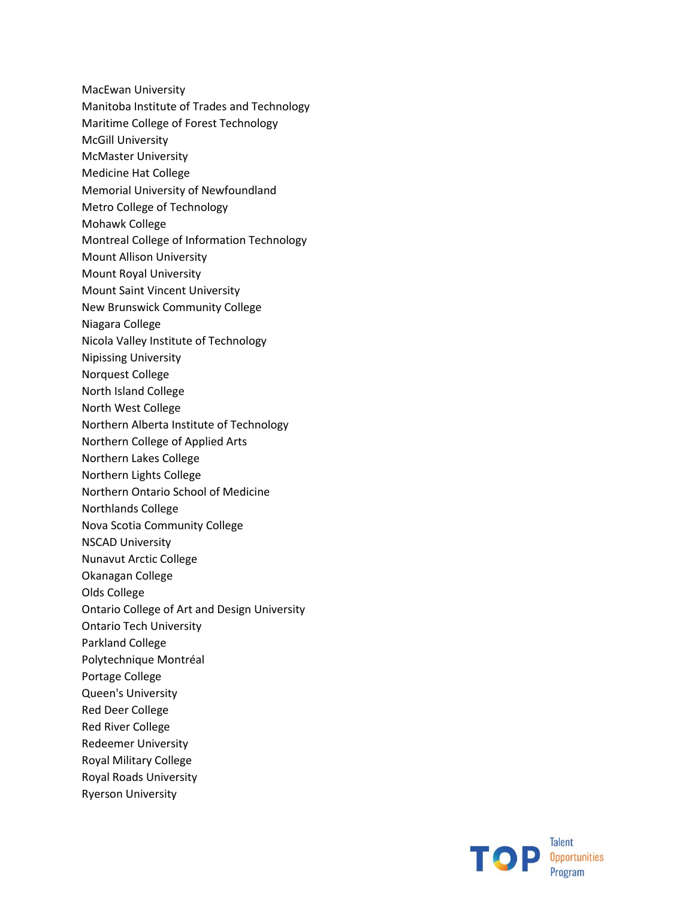MacEwan University
Manitoba Institute of Trades and Technology
Maritime College of Forest Technology
McGill University
McMaster University
Medicine Hat College
Memorial University of Newfoundland
Metro College of Technology
Mohawk College
Montreal College of Information Technology
Mount Allison University
Mount Royal University
Mount Saint Vincent University
New Brunswick Community College
Niagara College
Nicola Valley Institute of Technology
Nipissing University
Norquest College
North Island College
North West College
Northern Alberta Institute of Technology
Northern College of Applied Arts
Northern Lakes College
Northern Lights College
Northern Ontario School of Medicine
Northlands College
Nova Scotia Community College
NSCAD University
Nunavut Arctic College
Okanagan College
Olds College
Ontario College of Art and Design University
Ontario Tech University
Parkland College
Polytechnique Montréal
Portage College
Queen's University
Red Deer College
Red River College
Redeemer University
Royal Military College
Royal Roads University
Ryerson University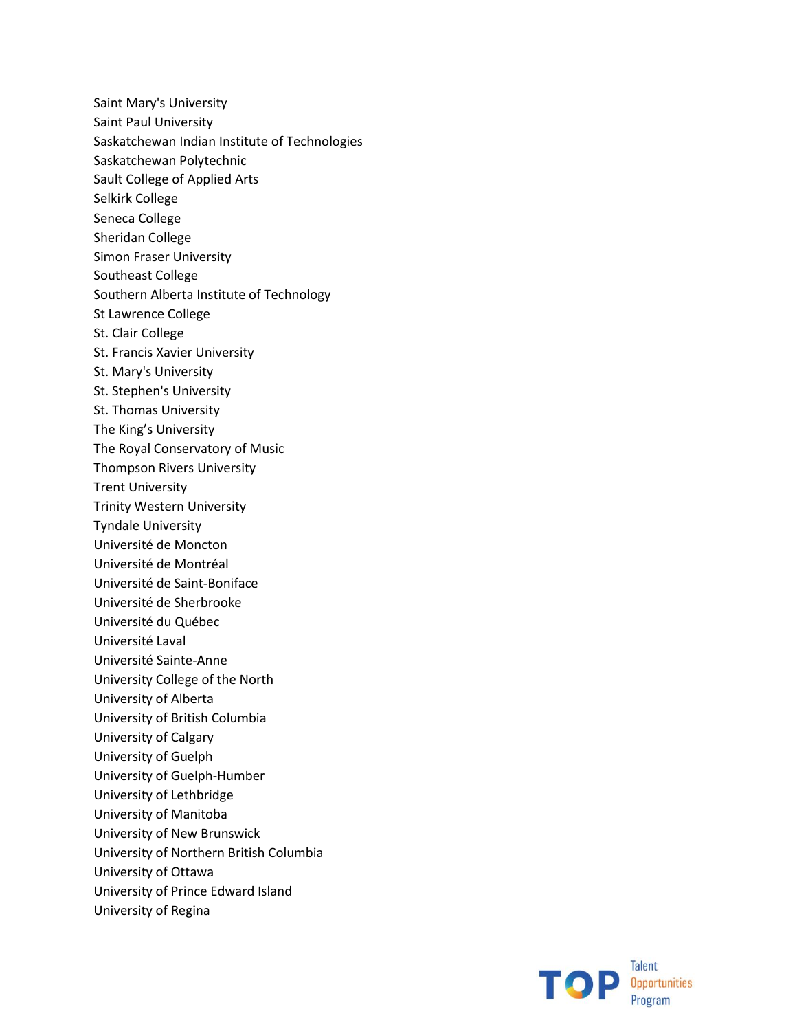Saint Mary's University
Saint Paul University
Saskatchewan Indian Institute of Technologies
Saskatchewan Polytechnic
Sault College of Applied Arts
Selkirk College
Seneca College
Sheridan College
Simon Fraser University
Southeast College
Southern Alberta Institute of Technology
St Lawrence College
St. Clair College
St. Francis Xavier University
St. Mary's University
St. Stephen's University
St. Thomas University
The King's University
The Royal Conservatory of Music
Thompson Rivers University
Trent University
Trinity Western University
Tyndale University
Université de Moncton
Université de Montréal
Université de Saint-Boniface
Université de Sherbrooke
Université du Québec
Université Laval
Université Sainte-Anne
University College of the North
University of Alberta
University of British Columbia
University of Calgary
University of Guelph
University of Guelph-Humber
University of Lethbridge
University of Manitoba
University of New Brunswick
University of Northern British Columbia
University of Ottawa
University of Prince Edward Island
University of Regina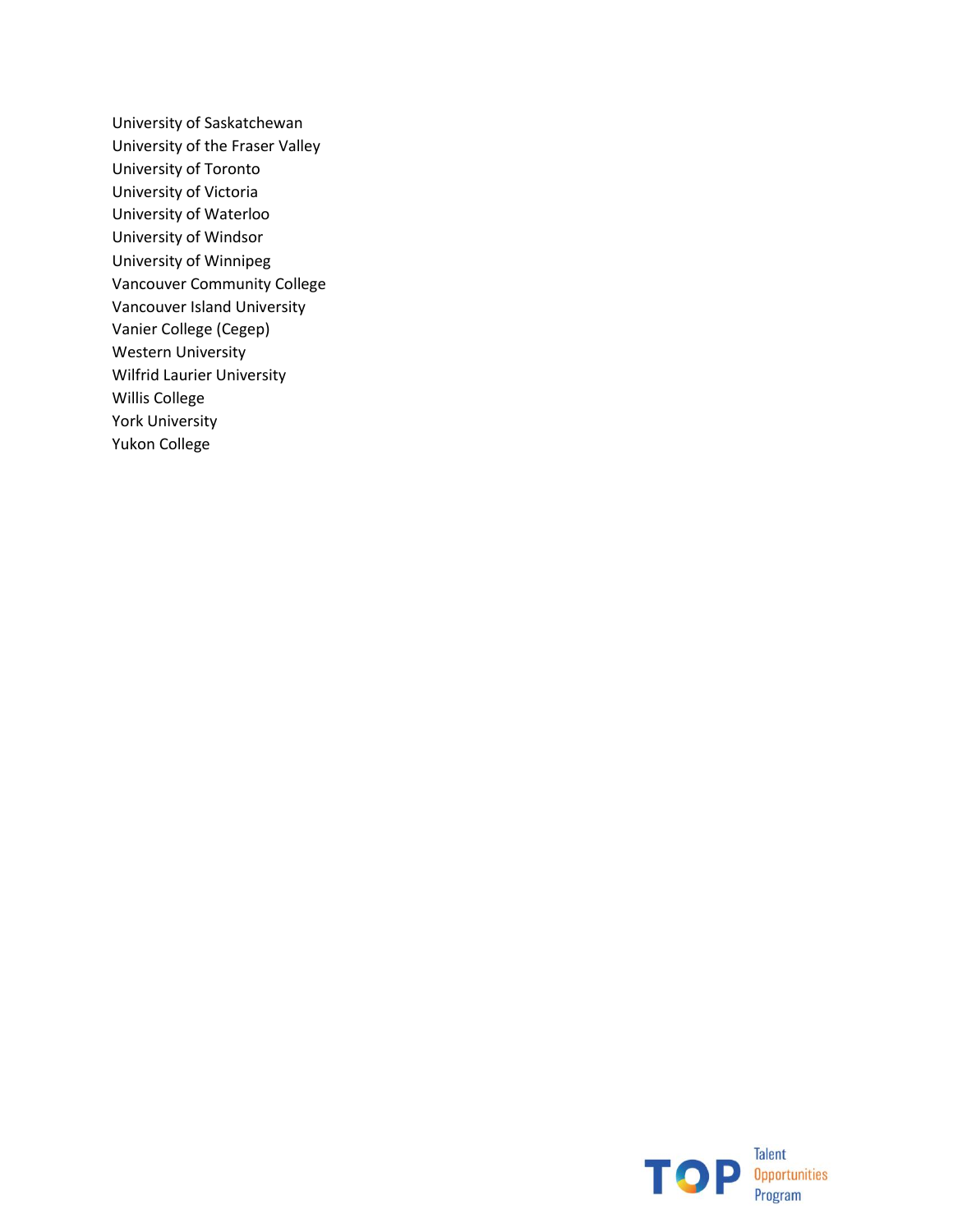University of Saskatchewan
University of the Fraser Valley
University of Toronto
University of Victoria
University of Waterloo
University of Windsor
University of Winnipeg
Vancouver Community College
Vancouver Island University
Vanier College (Cegep)
Western University
Wilfrid Laurier University
Willis College
York University
Yukon College